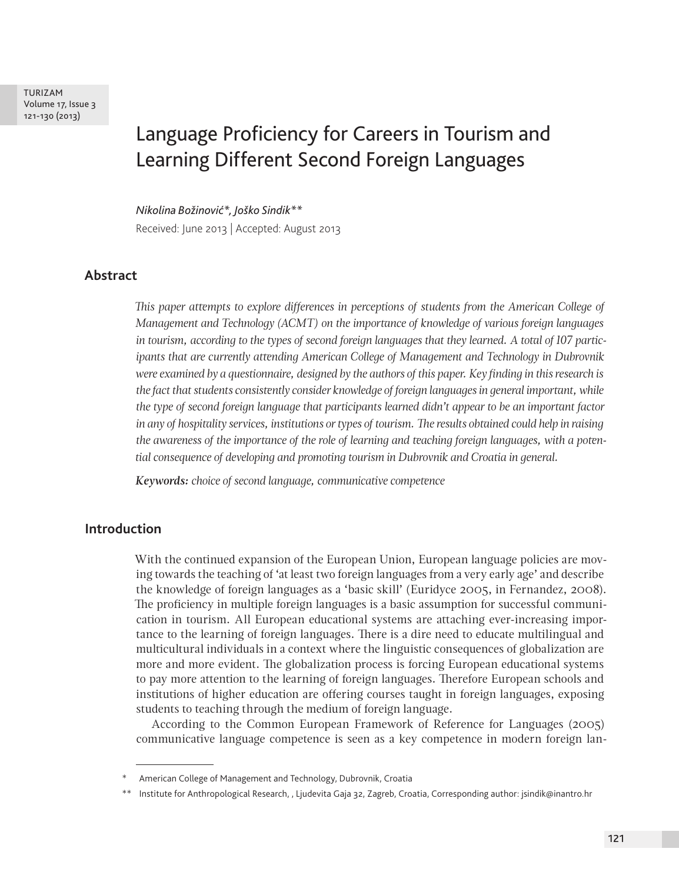# Language Proficiency for Careers in Tourism and Learning Different Second Foreign Languages

*Nikolina Božinović\*, Joško Sindik\*\**

Received: June 2013 | Accepted: August 2013

## Abstract

*This paper attempts to explore differences in perceptions of students from the American College of Management and Technology (ACMT) on the importance of knowledge of various foreign languages in tourism, according to the types of second foreign languages that they learned. A total of 107 participants that are currently attending American College of Management and Technology in Dubrovnik were examined by a questionnaire, designed by the authors of this paper. Key finding in this research is the fact that students consistently consider knowledge of foreign languages in general important, while the type of second foreign language that participants learned didn't appear to be an important factor in any of hospitality services, institutions or types of tourism. The results obtained could help in raising the awareness of the importance of the role of learning and teaching foreign languages, with a potential consequence of developing and promoting tourism in Dubrovnik and Croatia in general.*

***Keywords:*** *choice of second language, communicative competence*

## Introduction

With the continued expansion of the European Union, European language policies are moving towards the teaching of 'at least two foreign languages from a very early age' and describe the knowledge of foreign languages as a 'basic skill' (Euridyce 2005, in Fernandez, 2008). The proficiency in multiple foreign languages is a basic assumption for successful communication in tourism. All European educational systems are attaching ever-increasing importance to the learning of foreign languages. There is a dire need to educate multilingual and multicultural individuals in a context where the linguistic consequences of globalization are more and more evident. The globalization process is forcing European educational systems to pay more attention to the learning of foreign languages. Therefore European schools and institutions of higher education are offering courses taught in foreign languages, exposing students to teaching through the medium of foreign language.

According to the Common European Framework of Reference for Languages (2005) communicative language competence is seen as a key competence in modern foreign lan-

\* American College of Management and Technology, Dubrovnik, Croatia

\*\* Institute for Anthropological Research, , Ljudevita Gaja 32, Zagreb, Croatia, Corresponding author: jsindik@inantro.hr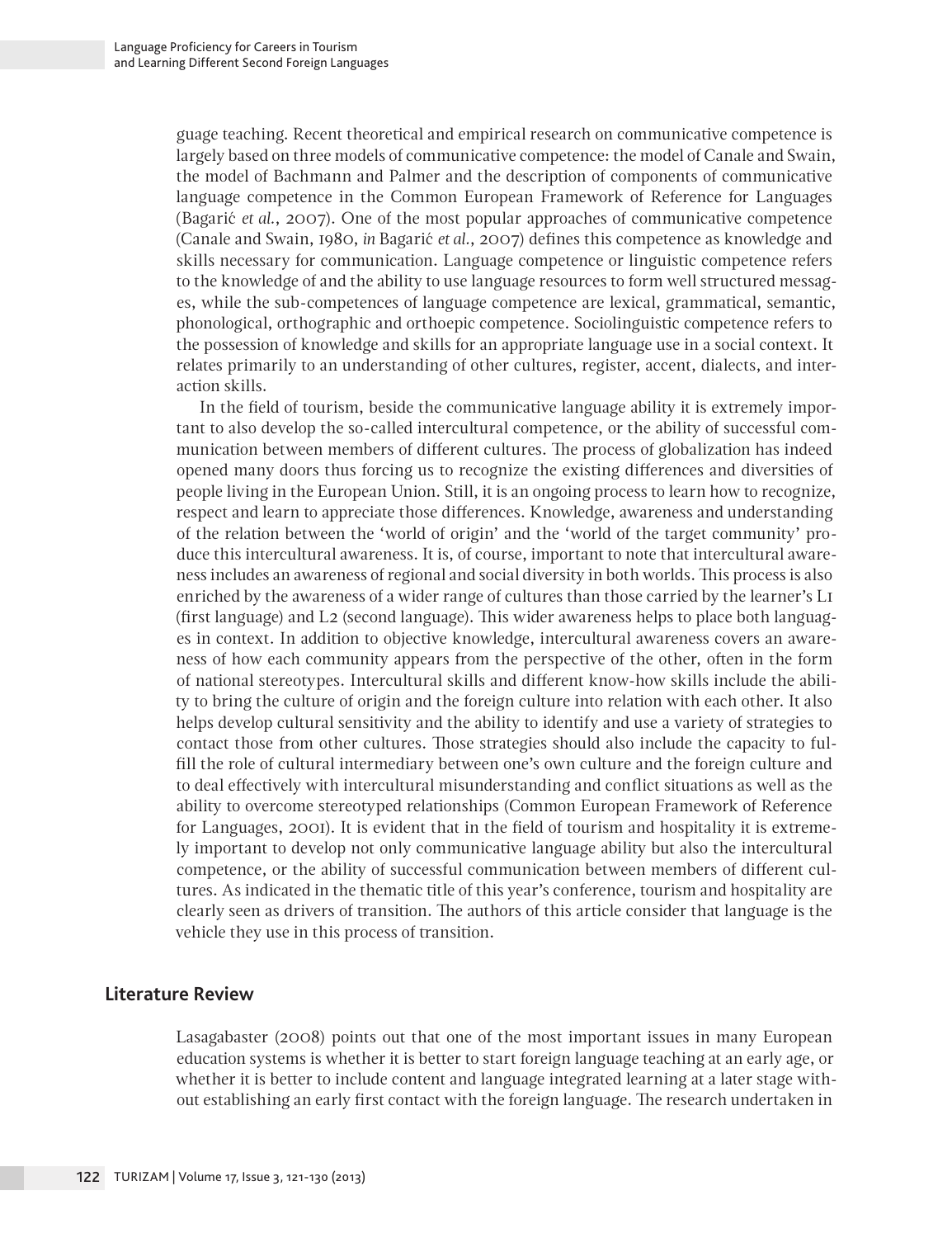guage teaching. Recent theoretical and empirical research on communicative competence is largely based on three models of communicative competence: the model of Canale and Swain, the model of Bachmann and Palmer and the description of components of communicative language competence in the Common European Framework of Reference for Languages (Bagarić *et al.*, 2007). One of the most popular approaches of communicative competence (Canale and Swain, 1980, *in* Bagarić *et al.*, 2007) defines this competence as knowledge and skills necessary for communication. Language competence or linguistic competence refers to the knowledge of and the ability to use language resources to form well structured messages, while the sub-competences of language competence are lexical, grammatical, semantic, phonological, orthographic and orthoepic competence. Sociolinguistic competence refers to the possession of knowledge and skills for an appropriate language use in a social context. It relates primarily to an understanding of other cultures, register, accent, dialects, and interaction skills.

In the field of tourism, beside the communicative language ability it is extremely important to also develop the so-called intercultural competence, or the ability of successful communication between members of different cultures. The process of globalization has indeed opened many doors thus forcing us to recognize the existing differences and diversities of people living in the European Union. Still, it is an ongoing process to learn how to recognize, respect and learn to appreciate those differences. Knowledge, awareness and understanding of the relation between the 'world of origin' and the 'world of the target community' produce this intercultural awareness. It is, of course, important to note that intercultural awareness includes an awareness of regional and social diversity in both worlds. This process is also enriched by the awareness of a wider range of cultures than those carried by the learner's L1 (first language) and L2 (second language). This wider awareness helps to place both languages in context. In addition to objective knowledge, intercultural awareness covers an awareness of how each community appears from the perspective of the other, often in the form of national stereotypes. Intercultural skills and different know-how skills include the ability to bring the culture of origin and the foreign culture into relation with each other. It also helps develop cultural sensitivity and the ability to identify and use a variety of strategies to contact those from other cultures. Those strategies should also include the capacity to fulfill the role of cultural intermediary between one's own culture and the foreign culture and to deal effectively with intercultural misunderstanding and conflict situations as well as the ability to overcome stereotyped relationships (Common European Framework of Reference for Languages, 2001). It is evident that in the field of tourism and hospitality it is extremely important to develop not only communicative language ability but also the intercultural competence, or the ability of successful communication between members of different cultures. As indicated in the thematic title of this year's conference, tourism and hospitality are clearly seen as drivers of transition. The authors of this article consider that language is the vehicle they use in this process of transition.

## Literature Review

Lasagabaster (2008) points out that one of the most important issues in many European education systems is whether it is better to start foreign language teaching at an early age, or whether it is better to include content and language integrated learning at a later stage without establishing an early first contact with the foreign language. The research undertaken in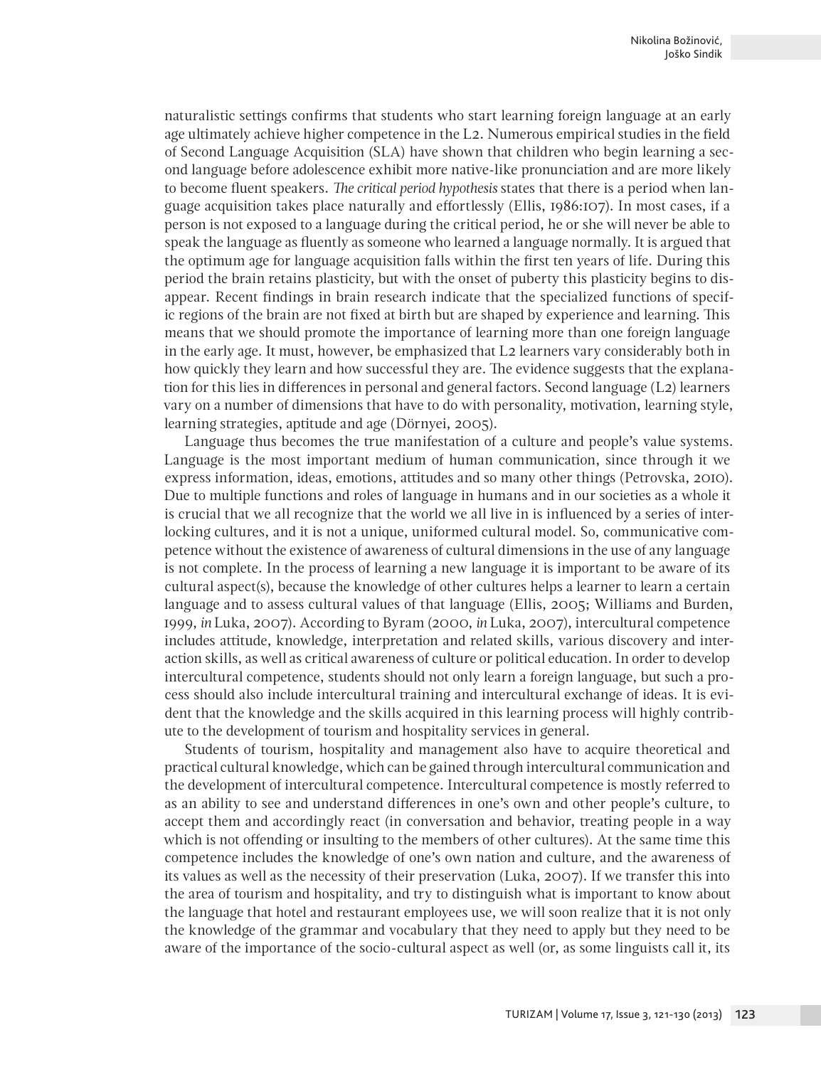naturalistic settings confirms that students who start learning foreign language at an early age ultimately achieve higher competence in the L2. Numerous empirical studies in the field of Second Language Acquisition (SLA) have shown that children who begin learning a second language before adolescence exhibit more native-like pronunciation and are more likely to become fluent speakers. *The critical period hypothesis* states that there is a period when language acquisition takes place naturally and effortlessly (Ellis, 1986:107). In most cases, if a person is not exposed to a language during the critical period, he or she will never be able to speak the language as fluently as someone who learned a language normally. It is argued that the optimum age for language acquisition falls within the first ten years of life. During this period the brain retains plasticity, but with the onset of puberty this plasticity begins to disappear. Recent findings in brain research indicate that the specialized functions of specific regions of the brain are not fixed at birth but are shaped by experience and learning. This means that we should promote the importance of learning more than one foreign language in the early age. It must, however, be emphasized that L2 learners vary considerably both in how quickly they learn and how successful they are. The evidence suggests that the explanation for this lies in differences in personal and general factors. Second language (L2) learners vary on a number of dimensions that have to do with personality, motivation, learning style, learning strategies, aptitude and age (Dörnyei, 2005).

Language thus becomes the true manifestation of a culture and people's value systems. Language is the most important medium of human communication, since through it we express information, ideas, emotions, attitudes and so many other things (Petrovska, 2010). Due to multiple functions and roles of language in humans and in our societies as a whole it is crucial that we all recognize that the world we all live in is influenced by a series of interlocking cultures, and it is not a unique, uniformed cultural model. So, communicative competence without the existence of awareness of cultural dimensions in the use of any language is not complete. In the process of learning a new language it is important to be aware of its cultural aspect(s), because the knowledge of other cultures helps a learner to learn a certain language and to assess cultural values of that language (Ellis, 2005; Williams and Burden, 1999, *in* Luka, 2007). According to Byram (2000, *in* Luka, 2007), intercultural competence includes attitude, knowledge, interpretation and related skills, various discovery and interaction skills, as well as critical awareness of culture or political education. In order to develop intercultural competence, students should not only learn a foreign language, but such a process should also include intercultural training and intercultural exchange of ideas. It is evident that the knowledge and the skills acquired in this learning process will highly contribute to the development of tourism and hospitality services in general.

Students of tourism, hospitality and management also have to acquire theoretical and practical cultural knowledge, which can be gained through intercultural communication and the development of intercultural competence. Intercultural competence is mostly referred to as an ability to see and understand differences in one's own and other people's culture, to accept them and accordingly react (in conversation and behavior, treating people in a way which is not offending or insulting to the members of other cultures). At the same time this competence includes the knowledge of one's own nation and culture, and the awareness of its values as well as the necessity of their preservation (Luka, 2007). If we transfer this into the area of tourism and hospitality, and try to distinguish what is important to know about the language that hotel and restaurant employees use, we will soon realize that it is not only the knowledge of the grammar and vocabulary that they need to apply but they need to be aware of the importance of the socio-cultural aspect as well (or, as some linguists call it, its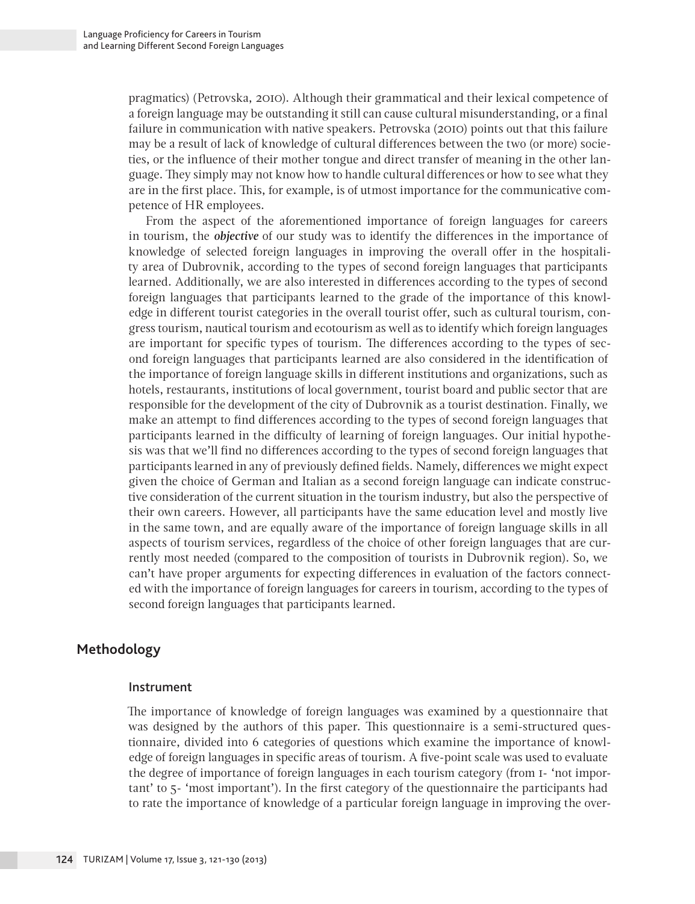pragmatics) (Petrovska, 2010). Although their grammatical and their lexical competence of a foreign language may be outstanding it still can cause cultural misunderstanding, or a final failure in communication with native speakers. Petrovska (2010) points out that this failure may be a result of lack of knowledge of cultural differences between the two (or more) societies, or the influence of their mother tongue and direct transfer of meaning in the other language. They simply may not know how to handle cultural differences or how to see what they are in the first place. This, for example, is of utmost importance for the communicative competence of HR employees.

From the aspect of the aforementioned importance of foreign languages for careers in tourism, the ***objective*** of our study was to identify the differences in the importance of knowledge of selected foreign languages in improving the overall offer in the hospitality area of Dubrovnik, according to the types of second foreign languages that participants learned. Additionally, we are also interested in differences according to the types of second foreign languages that participants learned to the grade of the importance of this knowledge in different tourist categories in the overall tourist offer, such as cultural tourism, congress tourism, nautical tourism and ecotourism as well as to identify which foreign languages are important for specific types of tourism. The differences according to the types of second foreign languages that participants learned are also considered in the identification of the importance of foreign language skills in different institutions and organizations, such as hotels, restaurants, institutions of local government, tourist board and public sector that are responsible for the development of the city of Dubrovnik as a tourist destination. Finally, we make an attempt to find differences according to the types of second foreign languages that participants learned in the difficulty of learning of foreign languages. Our initial hypothesis was that we'll find no differences according to the types of second foreign languages that participants learned in any of previously defined fields. Namely, differences we might expect given the choice of German and Italian as a second foreign language can indicate constructive consideration of the current situation in the tourism industry, but also the perspective of their own careers. However, all participants have the same education level and mostly live in the same town, and are equally aware of the importance of foreign language skills in all aspects of tourism services, regardless of the choice of other foreign languages that are currently most needed (compared to the composition of tourists in Dubrovnik region). So, we can't have proper arguments for expecting differences in evaluation of the factors connected with the importance of foreign languages for careers in tourism, according to the types of second foreign languages that participants learned.

## Methodology

### Instrument

The importance of knowledge of foreign languages was examined by a questionnaire that was designed by the authors of this paper. This questionnaire is a semi-structured questionnaire, divided into 6 categories of questions which examine the importance of knowledge of foreign languages in specific areas of tourism. A five-point scale was used to evaluate the degree of importance of foreign languages in each tourism category (from 1- 'not important' to 5- 'most important'). In the first category of the questionnaire the participants had to rate the importance of knowledge of a particular foreign language in improving the over-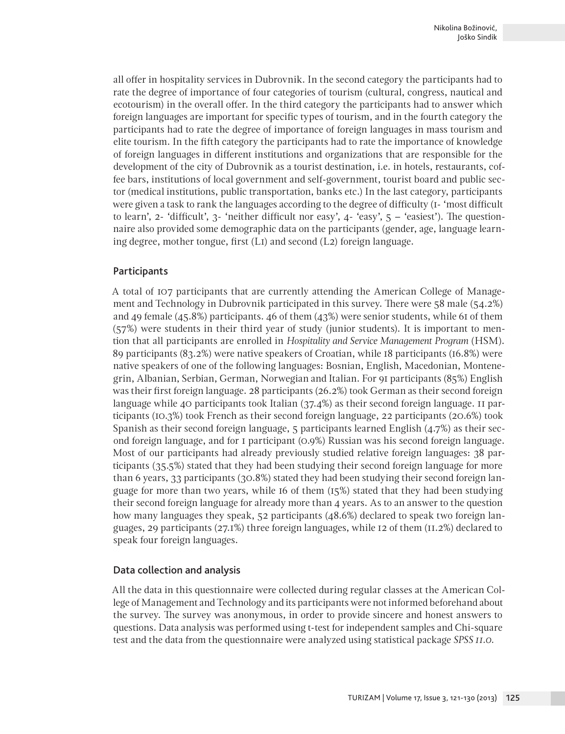all offer in hospitality services in Dubrovnik. In the second category the participants had to rate the degree of importance of four categories of tourism (cultural, congress, nautical and ecotourism) in the overall offer. In the third category the participants had to answer which foreign languages are important for specific types of tourism, and in the fourth category the participants had to rate the degree of importance of foreign languages in mass tourism and elite tourism. In the fifth category the participants had to rate the importance of knowledge of foreign languages in different institutions and organizations that are responsible for the development of the city of Dubrovnik as a tourist destination, i.e. in hotels, restaurants, coffee bars, institutions of local government and self-government, tourist board and public sector (medical institutions, public transportation, banks etc.) In the last category, participants were given a task to rank the languages according to the degree of difficulty (1- 'most difficult to learn', 2- 'difficult', 3- 'neither difficult nor easy', 4- 'easy', 5 – 'easiest'). The questionnaire also provided some demographic data on the participants (gender, age, language learning degree, mother tongue, first (L1) and second (L2) foreign language.

## Participants

A total of 107 participants that are currently attending the American College of Management and Technology in Dubrovnik participated in this survey. There were 58 male (54.2%) and 49 female (45.8%) participants. 46 of them (43%) were senior students, while 61 of them (57%) were students in their third year of study (junior students). It is important to mention that all participants are enrolled in *Hospitality and Service Management Program* (HSM). 89 participants (83.2%) were native speakers of Croatian, while 18 participants (16.8%) were native speakers of one of the following languages: Bosnian, English, Macedonian, Montenegrin, Albanian, Serbian, German, Norwegian and Italian. For 91 participants (85%) English was their first foreign language. 28 participants (26.2%) took German as their second foreign language while 40 participants took Italian (37.4%) as their second foreign language. 11 participants (10.3%) took French as their second foreign language, 22 participants (20.6%) took Spanish as their second foreign language, 5 participants learned English (4.7%) as their second foreign language, and for 1 participant (0.9%) Russian was his second foreign language. Most of our participants had already previously studied relative foreign languages: 38 participants (35.5%) stated that they had been studying their second foreign language for more than 6 years, 33 participants (30.8%) stated they had been studying their second foreign language for more than two years, while 16 of them (15%) stated that they had been studying their second foreign language for already more than 4 years. As to an answer to the question how many languages they speak, 52 participants (48.6%) declared to speak two foreign languages, 29 participants (27.1%) three foreign languages, while 12 of them (11.2%) declared to speak four foreign languages.

## Data collection and analysis

All the data in this questionnaire were collected during regular classes at the American College of Management and Technology and its participants were not informed beforehand about the survey. The survey was anonymous, in order to provide sincere and honest answers to questions. Data analysis was performed using t-test for independent samples and Chi-square test and the data from the questionnaire were analyzed using statistical package *SPSS 11.0.*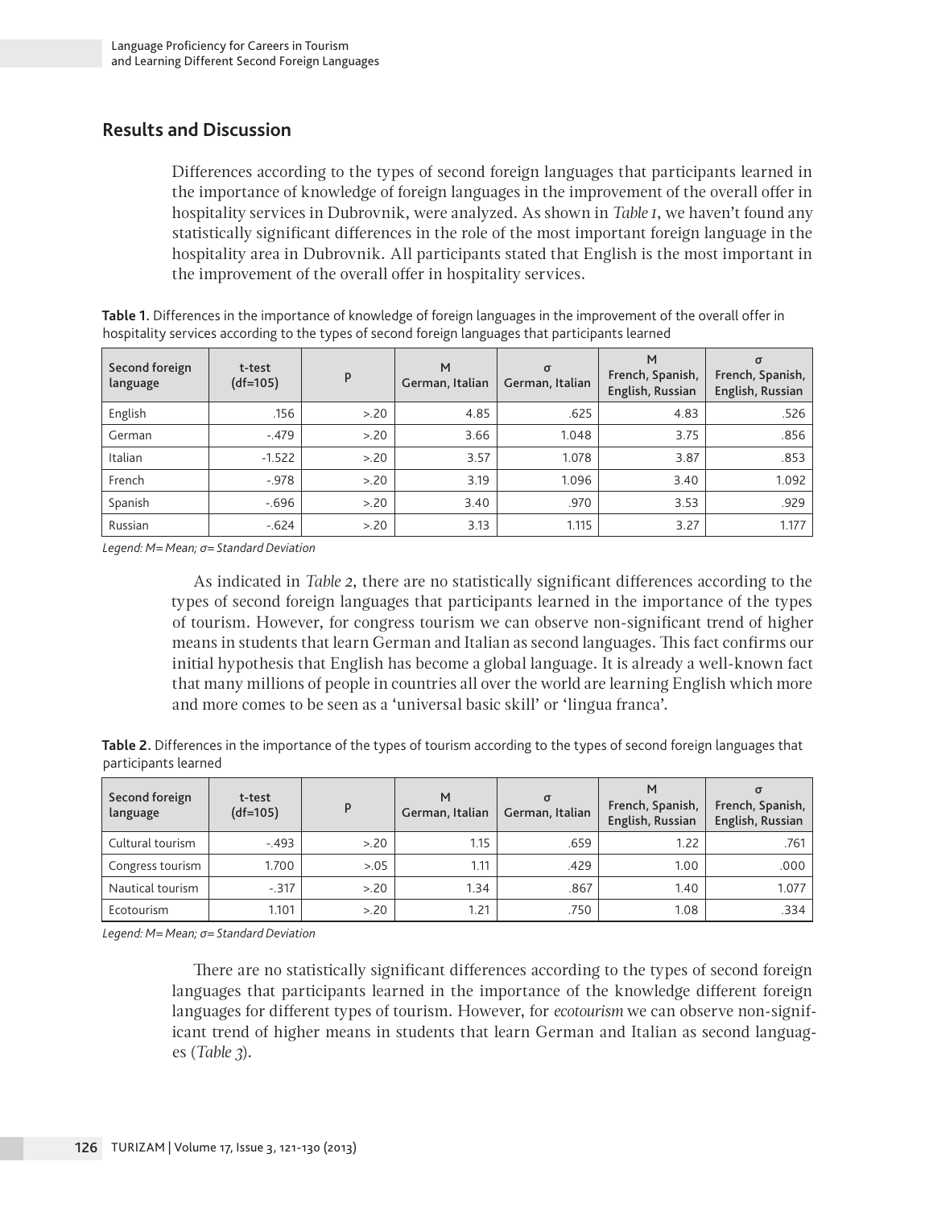## Results and Discussion

Differences according to the types of second foreign languages that participants learned in the importance of knowledge of foreign languages in the improvement of the overall offer in hospitality services in Dubrovnik, were analyzed. As shown in *Table 1*, we haven't found any statistically significant differences in the role of the most important foreign language in the hospitality area in Dubrovnik. All participants stated that English is the most important in the improvement of the overall offer in hospitality services.

**Table 1.** Differences in the importance of knowledge of foreign languages in the improvement of the overall offer in hospitality services according to the types of second foreign languages that participants learned

| Second foreign language | t-test (df=105) | p | M German, Italian | σ German, Italian | M French, Spanish, English, Russian | σ French, Spanish, English, Russian |
|---|---|---|---|---|---|---|
| English | .156 | >.20 | 4.85 | .625 | 4.83 | .526 |
| German | -.479 | >.20 | 3.66 | 1.048 | 3.75 | .856 |
| Italian | -1.522 | >.20 | 3.57 | 1.078 | 3.87 | .853 |
| French | -.978 | >.20 | 3.19 | 1.096 | 3.40 | 1.092 |
| Spanish | -.696 | >.20 | 3.40 | .970 | 3.53 | .929 |
| Russian | -.624 | >.20 | 3.13 | 1.115 | 3.27 | 1.177 |

*Legend: M= Mean; σ= Standard Deviation*

As indicated in *Table 2*, there are no statistically significant differences according to the types of second foreign languages that participants learned in the importance of the types of tourism. However, for congress tourism we can observe non-significant trend of higher means in students that learn German and Italian as second languages. This fact confirms our initial hypothesis that English has become a global language. It is already a well-known fact that many millions of people in countries all over the world are learning English which more and more comes to be seen as a 'universal basic skill' or 'lingua franca'.

**Table 2.** Differences in the importance of the types of tourism according to the types of second foreign languages that participants learned

| Second foreign language | t-test (df=105) | p | M German, Italian | σ German, Italian | M French, Spanish, English, Russian | σ French, Spanish, English, Russian |
|---|---|---|---|---|---|---|
| Cultural tourism | -.493 | >.20 | 1.15 | .659 | 1.22 | .761 |
| Congress tourism | 1.700 | >.05 | 1.11 | .429 | 1.00 | .000 |
| Nautical tourism | -.317 | >.20 | 1.34 | .867 | 1.40 | 1.077 |
| Ecotourism | 1.101 | >.20 | 1.21 | .750 | 1.08 | .334 |

*Legend: M= Mean; σ= Standard Deviation*

There are no statistically significant differences according to the types of second foreign languages that participants learned in the importance of the knowledge different foreign languages for different types of tourism. However, for *ecotourism* we can observe non-significant trend of higher means in students that learn German and Italian as second languages (*Table 3*).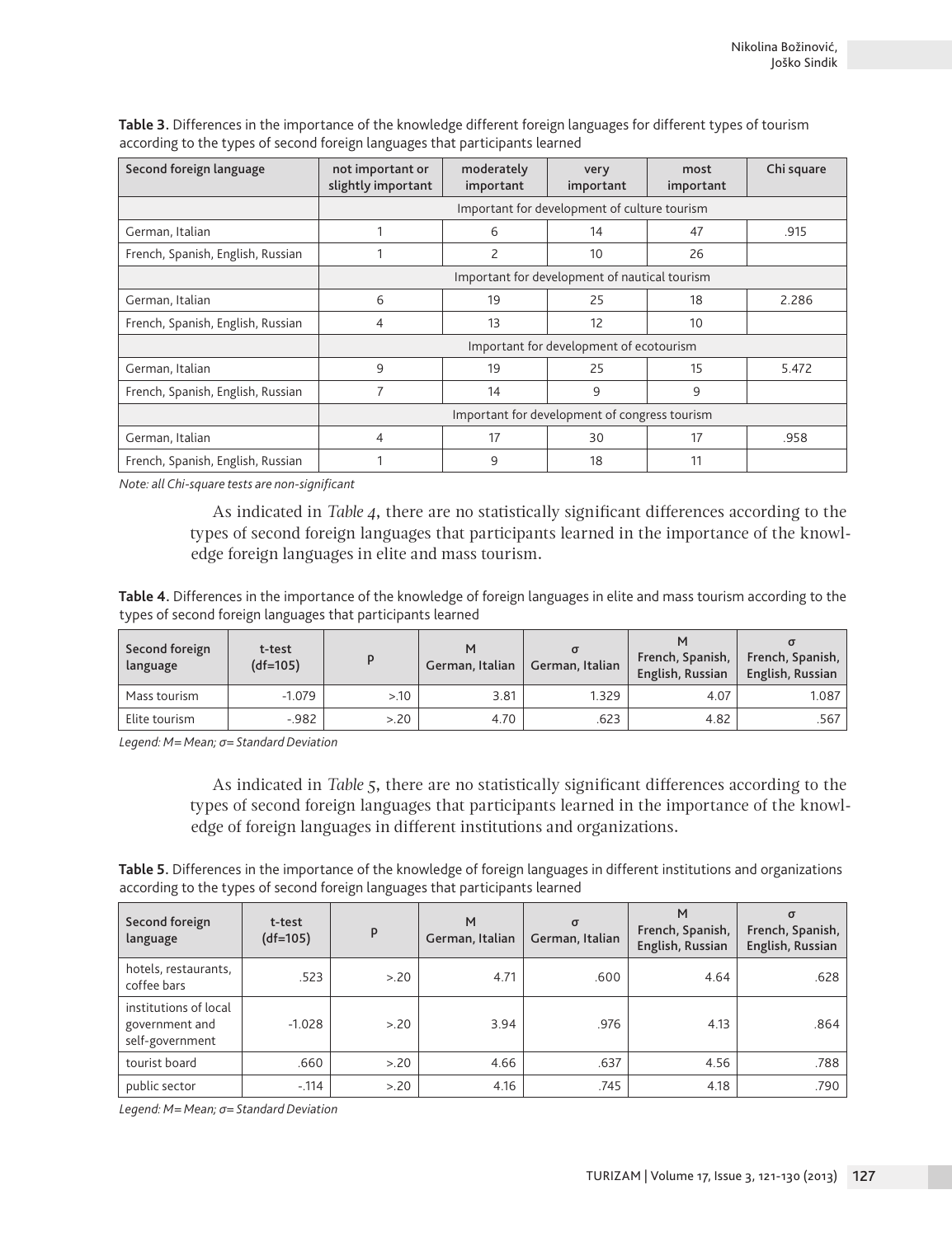**Table 3.** Differences in the importance of the knowledge different foreign languages for different types of tourism according to the types of second foreign languages that participants learned

| Second foreign language | not important or slightly important | moderately important | very important | most important | Chi square |
|---|---|---|---|---|---|
| | Important for development of culture tourism | | | | |
| German, Italian | 1 | 6 | 14 | 47 | .915 |
| French, Spanish, English, Russian | 1 | 2 | 10 | 26 | |
| | Important for development of nautical tourism | | | | |
| German, Italian | 6 | 19 | 25 | 18 | 2.286 |
| French, Spanish, English, Russian | 4 | 13 | 12 | 10 | |
| | Important for development of ecotourism | | | | |
| German, Italian | 9 | 19 | 25 | 15 | 5.472 |
| French, Spanish, English, Russian | 7 | 14 | 9 | 9 | |
| | Important for development of congress tourism | | | | |
| German, Italian | 4 | 17 | 30 | 17 | .958 |
| French, Spanish, English, Russian | 1 | 9 | 18 | 11 | |

*Note: all Chi-square tests are non-significant*

As indicated in *Table 4*, there are no statistically significant differences according to the types of second foreign languages that participants learned in the importance of the knowledge foreign languages in elite and mass tourism.

**Table 4.** Differences in the importance of the knowledge of foreign languages in elite and mass tourism according to the types of second foreign languages that participants learned

| Second foreign language | t-test (df=105) | p | M German, Italian | σ German, Italian | M French, Spanish, English, Russian | σ French, Spanish, English, Russian |
|---|---|---|---|---|---|---|
| Mass tourism | -1.079 | >.10 | 3.81 | 1.329 | 4.07 | 1.087 |
| Elite tourism | -.982 | >.20 | 4.70 | .623 | 4.82 | .567 |

*Legend: M= Mean; σ= Standard Deviation*

As indicated in *Table 5*, there are no statistically significant differences according to the types of second foreign languages that participants learned in the importance of the knowledge of foreign languages in different institutions and organizations.

**Table 5.** Differences in the importance of the knowledge of foreign languages in different institutions and organizations according to the types of second foreign languages that participants learned

| Second foreign language | t-test (df=105) | p | M German, Italian | σ German, Italian | M French, Spanish, English, Russian | σ French, Spanish, English, Russian |
|---|---|---|---|---|---|---|
| hotels, restaurants, coffee bars | .523 | >.20 | 4.71 | .600 | 4.64 | .628 |
| institutions of local government and self-government | -1.028 | >.20 | 3.94 | .976 | 4.13 | .864 |
| tourist board | .660 | >.20 | 4.66 | .637 | 4.56 | .788 |
| public sector | -.114 | >.20 | 4.16 | .745 | 4.18 | .790 |

*Legend: M= Mean; σ= Standard Deviation*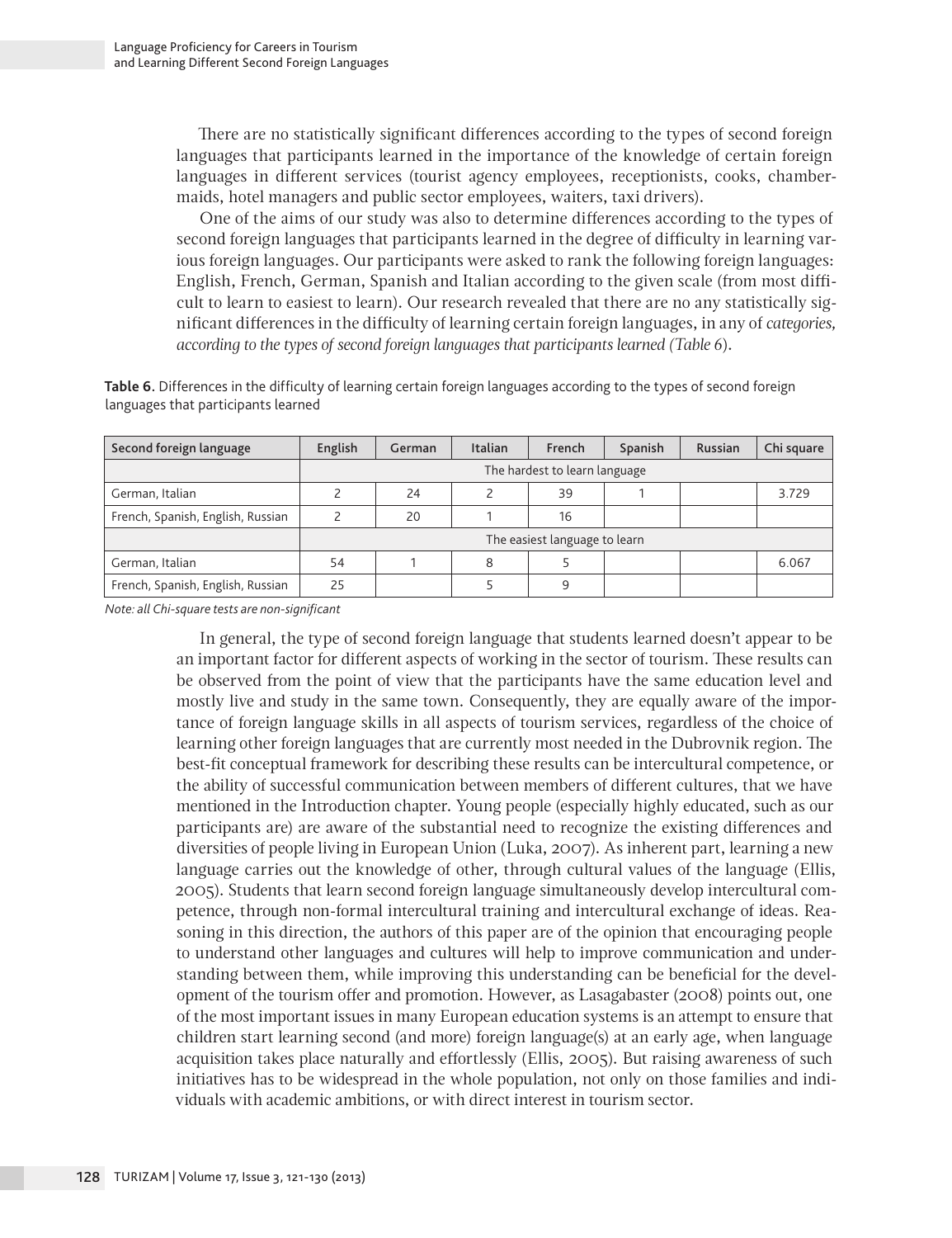There are no statistically significant differences according to the types of second foreign languages that participants learned in the importance of the knowledge of certain foreign languages in different services (tourist agency employees, receptionists, cooks, chambermaids, hotel managers and public sector employees, waiters, taxi drivers).

One of the aims of our study was also to determine differences according to the types of second foreign languages that participants learned in the degree of difficulty in learning various foreign languages. Our participants were asked to rank the following foreign languages: English, French, German, Spanish and Italian according to the given scale (from most difficult to learn to easiest to learn). Our research revealed that there are no any statistically significant differences in the difficulty of learning certain foreign languages, in any of *categories, according to the types of second foreign languages that participants learned (Table 6)*.

**Table 6**. Differences in the difficulty of learning certain foreign languages according to the types of second foreign languages that participants learned

| Second foreign language | English | German | Italian | French | Spanish | Russian | Chi square |
|---|---|---|---|---|---|---|---|
| | The hardest to learn language | | | | | | |
| German, Italian | 2 | 24 | 2 | 39 | 1 | | 3.729 |
| French, Spanish, English, Russian | 2 | 20 | 1 | 16 | | | |
| | The easiest language to learn | | | | | | |
| German, Italian | 54 | 1 | 8 | 5 | | | 6.067 |
| French, Spanish, English, Russian | 25 | | 5 | 9 | | | |

*Note: all Chi-square tests are non-significant*

In general, the type of second foreign language that students learned doesn't appear to be an important factor for different aspects of working in the sector of tourism. These results can be observed from the point of view that the participants have the same education level and mostly live and study in the same town. Consequently, they are equally aware of the importance of foreign language skills in all aspects of tourism services, regardless of the choice of learning other foreign languages that are currently most needed in the Dubrovnik region. The best-fit conceptual framework for describing these results can be intercultural competence, or the ability of successful communication between members of different cultures, that we have mentioned in the Introduction chapter. Young people (especially highly educated, such as our participants are) are aware of the substantial need to recognize the existing differences and diversities of people living in European Union (Luka, 2007). As inherent part, learning a new language carries out the knowledge of other, through cultural values of the language (Ellis, 2005). Students that learn second foreign language simultaneously develop intercultural competence, through non-formal intercultural training and intercultural exchange of ideas. Reasoning in this direction, the authors of this paper are of the opinion that encouraging people to understand other languages and cultures will help to improve communication and understanding between them, while improving this understanding can be beneficial for the development of the tourism offer and promotion. However, as Lasagabaster (2008) points out, one of the most important issues in many European education systems is an attempt to ensure that children start learning second (and more) foreign language(s) at an early age, when language acquisition takes place naturally and effortlessly (Ellis, 2005). But raising awareness of such initiatives has to be widespread in the whole population, not only on those families and individuals with academic ambitions, or with direct interest in tourism sector.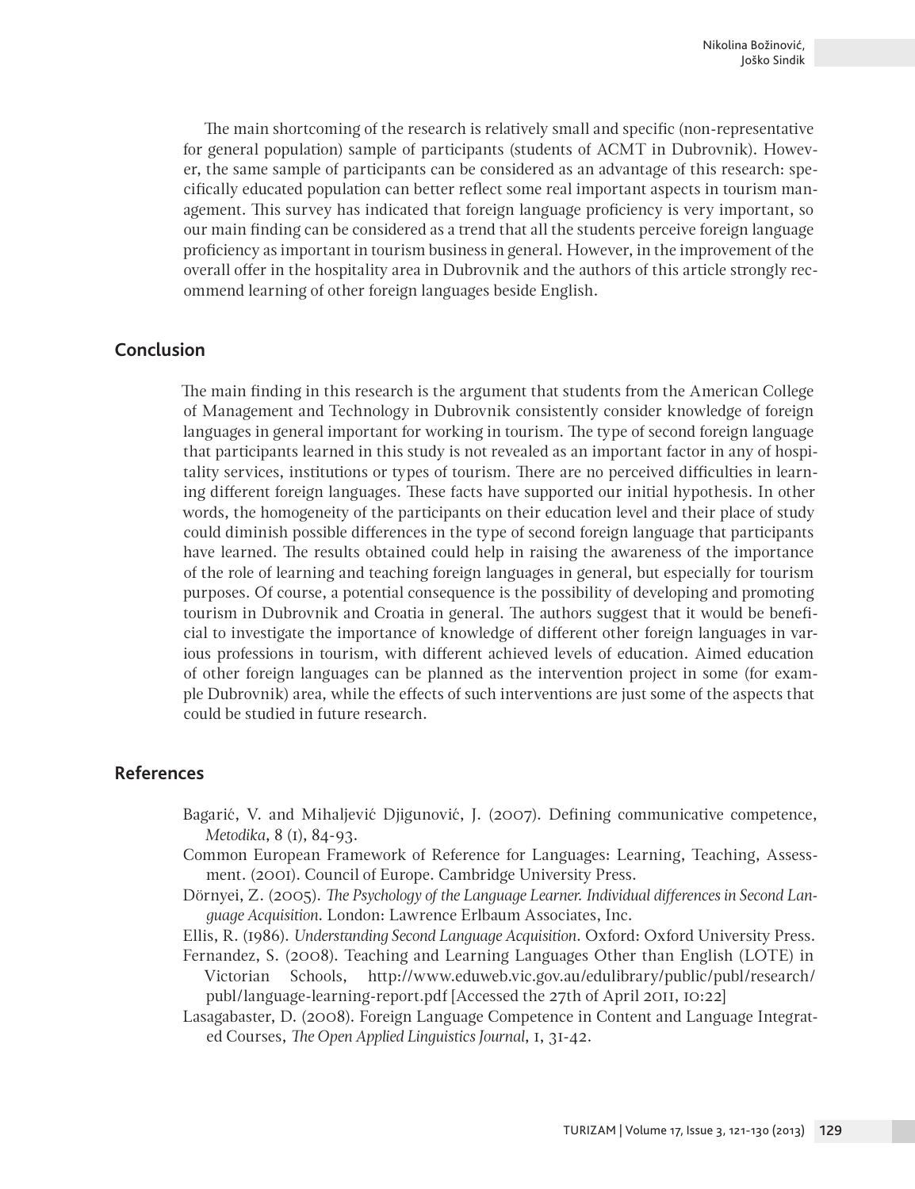The main shortcoming of the research is relatively small and specific (non-representative for general population) sample of participants (students of ACMT in Dubrovnik). However, the same sample of participants can be considered as an advantage of this research: specifically educated population can better reflect some real important aspects in tourism management. This survey has indicated that foreign language proficiency is very important, so our main finding can be considered as a trend that all the students perceive foreign language proficiency as important in tourism business in general. However, in the improvement of the overall offer in the hospitality area in Dubrovnik and the authors of this article strongly recommend learning of other foreign languages beside English.

## Conclusion

The main finding in this research is the argument that students from the American College of Management and Technology in Dubrovnik consistently consider knowledge of foreign languages in general important for working in tourism. The type of second foreign language that participants learned in this study is not revealed as an important factor in any of hospitality services, institutions or types of tourism. There are no perceived difficulties in learning different foreign languages. These facts have supported our initial hypothesis. In other words, the homogeneity of the participants on their education level and their place of study could diminish possible differences in the type of second foreign language that participants have learned. The results obtained could help in raising the awareness of the importance of the role of learning and teaching foreign languages in general, but especially for tourism purposes. Of course, a potential consequence is the possibility of developing and promoting tourism in Dubrovnik and Croatia in general. The authors suggest that it would be beneficial to investigate the importance of knowledge of different other foreign languages in various professions in tourism, with different achieved levels of education. Aimed education of other foreign languages can be planned as the intervention project in some (for example Dubrovnik) area, while the effects of such interventions are just some of the aspects that could be studied in future research.

## References

Bagarić, V. and Mihaljević Djigunović, J. (2007). Defining communicative competence, *Metodika*, 8 (1), 84-93.

Common European Framework of Reference for Languages: Learning, Teaching, Assessment. (2001). Council of Europe. Cambridge University Press.

Dörnyei, Z. (2005). *The Psychology of the Language Learner. Individual differences in Second Language Acquisition*. London: Lawrence Erlbaum Associates, Inc.

Ellis, R. (1986). *Understanding Second Language Acquisition*. Oxford: Oxford University Press.

Fernandez, S. (2008). Teaching and Learning Languages Other than English (LOTE) in Victorian Schools, http://www.eduweb.vic.gov.au/edulibrary/public/publ/research/publ/language-learning-report.pdf [Accessed the 27th of April 2011, 10:22]

Lasagabaster, D. (2008). Foreign Language Competence in Content and Language Integrated Courses, *The Open Applied Linguistics Journal*, 1, 31-42.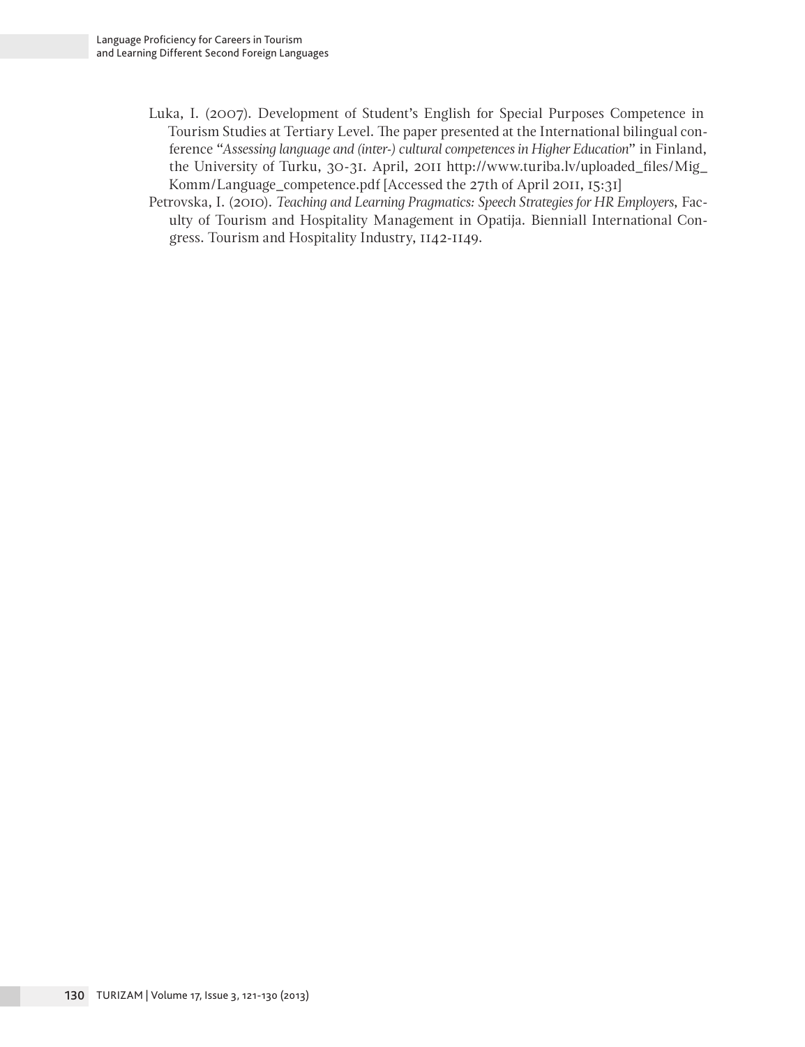Luka, I. (2007). Development of Student's English for Special Purposes Competence in Tourism Studies at Tertiary Level. The paper presented at the International bilingual conference "*Assessing language and (inter-) cultural competences in Higher Education*" in Finland, the University of Turku, 30-31. April, 2011 http://www.turiba.lv/uploaded_files/Mig_Komm/Language_competence.pdf [Accessed the 27th of April 2011, 15:31]

Petrovska, I. (2010). *Teaching and Learning Pragmatics: Speech Strategies for HR Employers*, Faculty of Tourism and Hospitality Management in Opatija. Bienniall International Congress. Tourism and Hospitality Industry, 1142-1149.